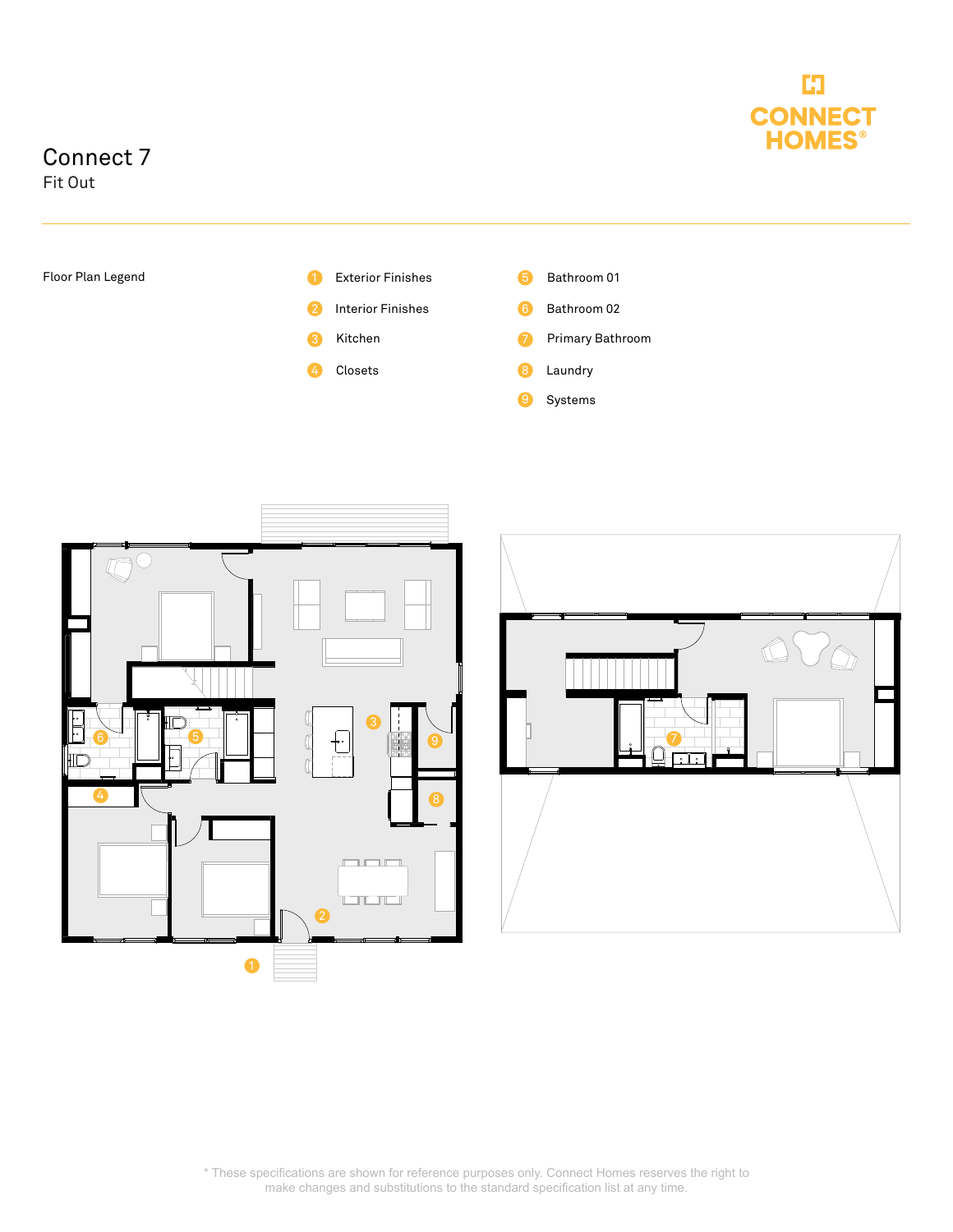CONNECT HOMES®

# Connect 7

## Fit Out

Floor Plan Legend

1. Exterior Finishes
2. Interior Finishes
3. Kitchen
4. Closets
5. Bathroom 01
6. Bathroom 02
7. Primary Bathroom
8. Laundry
9. Systems

\* These specifications are shown for reference purposes only. Connect Homes reserves the right to make changes and substitutions to the standard specification list at any time.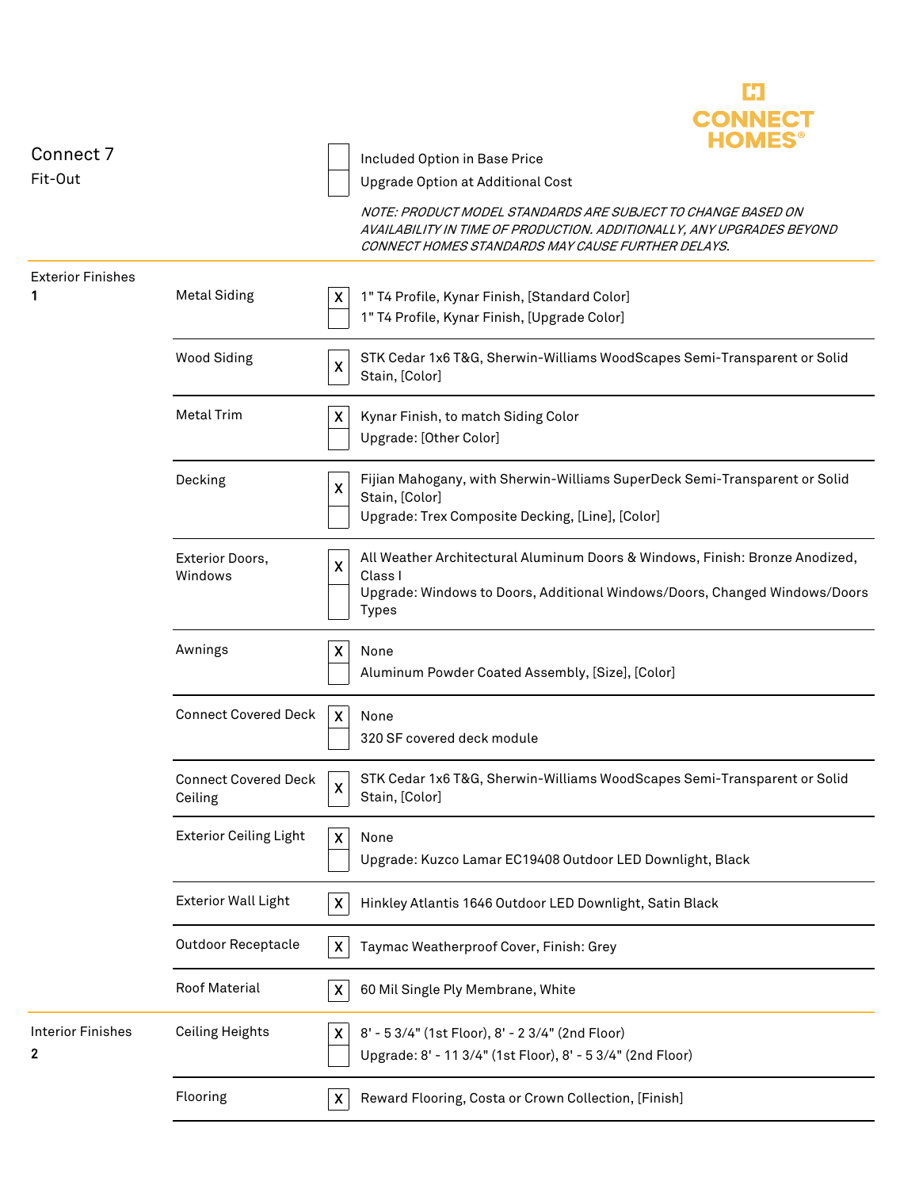# Connect 7

Fit-Out

| | |
|---|---|
| [ ] | Included Option in Base Price |
| [ ] | Upgrade Option at Additional Cost |

*NOTE: PRODUCT MODEL STANDARDS ARE SUBJECT TO CHANGE BASED ON AVAILABILITY IN TIME OF PRODUCTION. ADDITIONALLY, ANY UPGRADES BEYOND CONNECT HOMES STANDARDS MAY CAUSE FURTHER DELAYS.*

| Section | Item | Selection | Description |
|---|---|---|---|
| Exterior Finishes **1** | Metal Siding | X | 1" T4 Profile, Kynar Finish, [Standard Color] |
| | | | 1" T4 Profile, Kynar Finish, [Upgrade Color] |
| | Wood Siding | X | STK Cedar 1x6 T&G, Sherwin-Williams WoodScapes Semi-Transparent or Solid Stain, [Color] |
| | Metal Trim | X | Kynar Finish, to match Siding Color |
| | | | Upgrade: [Other Color] |
| | Decking | X | Fijian Mahogany, with Sherwin-Williams SuperDeck Semi-Transparent or Solid Stain, [Color] |
| | | | Upgrade: Trex Composite Decking, [Line], [Color] |
| | Exterior Doors, Windows | X | All Weather Architectural Aluminum Doors & Windows, Finish: Bronze Anodized, Class I |
| | | | Upgrade: Windows to Doors, Additional Windows/Doors, Changed Windows/Doors Types |
| | Awnings | X | None |
| | | | Aluminum Powder Coated Assembly, [Size], [Color] |
| | Connect Covered Deck | X | None |
| | | | 320 SF covered deck module |
| | Connect Covered Deck Ceiling | X | STK Cedar 1x6 T&G, Sherwin-Williams WoodScapes Semi-Transparent or Solid Stain, [Color] |
| | Exterior Ceiling Light | X | None |
| | | | Upgrade: Kuzco Lamar EC19408 Outdoor LED Downlight, Black |
| | Exterior Wall Light | X | Hinkley Atlantis 1646 Outdoor LED Downlight, Satin Black |
| | Outdoor Receptacle | X | Taymac Weatherproof Cover, Finish: Grey |
| | Roof Material | X | 60 Mil Single Ply Membrane, White |
| Interior Finishes **2** | Ceiling Heights | X | 8' - 5 3/4" (1st Floor), 8' - 2 3/4" (2nd Floor) |
| | | | Upgrade: 8' - 11 3/4" (1st Floor), 8' - 5 3/4" (2nd Floor) |
| | Flooring | X | Reward Flooring, Costa or Crown Collection, [Finish] |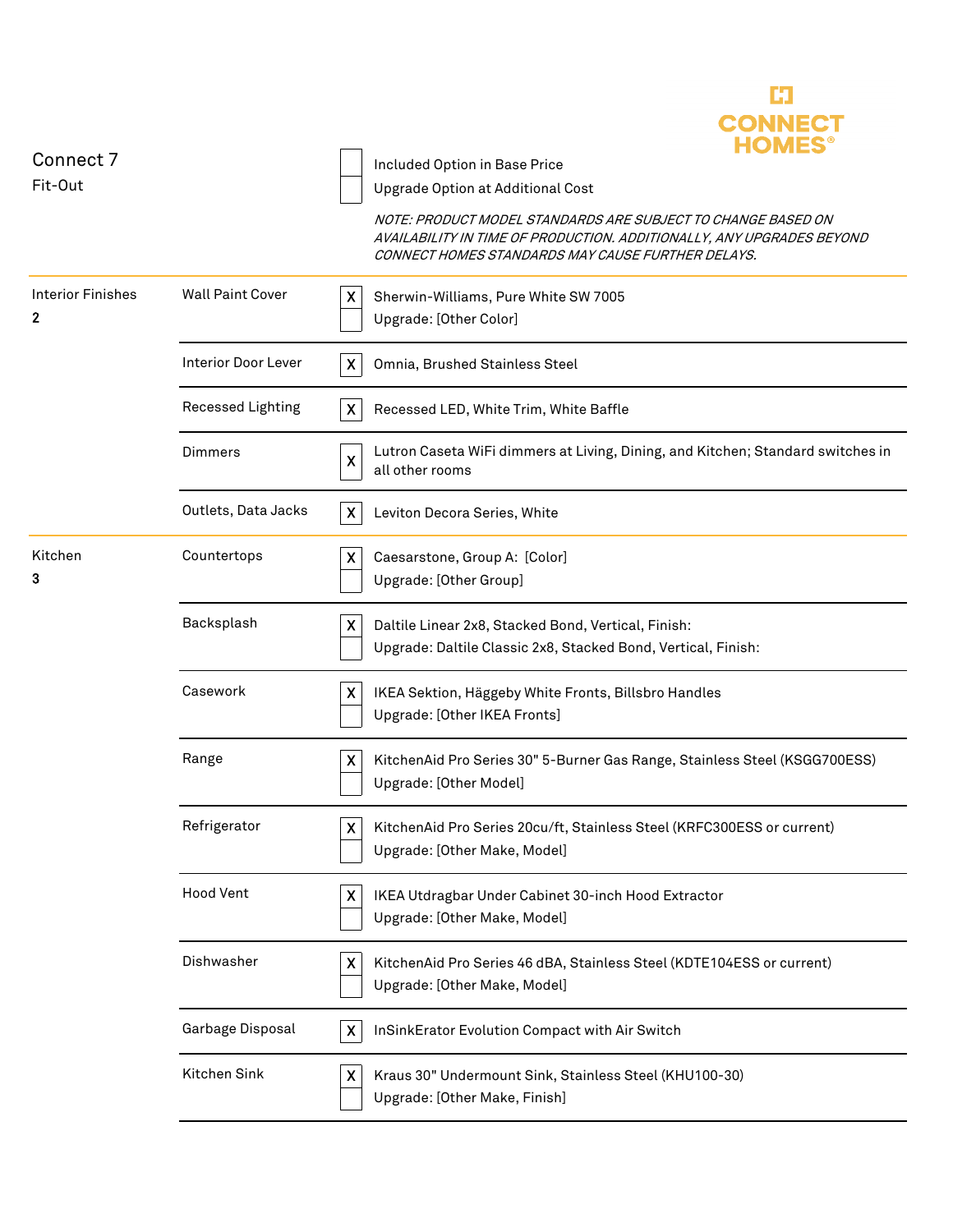# Connect 7

Fit-Out

| | |
|---|---|
| [ ] | Included Option in Base Price |
| [ ] | Upgrade Option at Additional Cost |

*NOTE: PRODUCT MODEL STANDARDS ARE SUBJECT TO CHANGE BASED ON AVAILABILITY IN TIME OF PRODUCTION. ADDITIONALLY, ANY UPGRADES BEYOND CONNECT HOMES STANDARDS MAY CAUSE FURTHER DELAYS.*

| Section | Item | | Option |
|---|---|---|---|
| Interior Finishes **2** | Wall Paint Cover | X | Sherwin-Williams, Pure White SW 7005 |
| | | | Upgrade: [Other Color] |
| | Interior Door Lever | X | Omnia, Brushed Stainless Steel |
| | Recessed Lighting | X | Recessed LED, White Trim, White Baffle |
| | Dimmers | X | Lutron Caseta WiFi dimmers at Living, Dining, and Kitchen; Standard switches in all other rooms |
| | Outlets, Data Jacks | X | Leviton Decora Series, White |
| Kitchen **3** | Countertops | X | Caesarstone, Group A: [Color] |
| | | | Upgrade: [Other Group] |
| | Backsplash | X | Daltile Linear 2x8, Stacked Bond, Vertical, Finish: |
| | | | Upgrade: Daltile Classic 2x8, Stacked Bond, Vertical, Finish: |
| | Casework | X | IKEA Sektion, Häggeby White Fronts, Billsbro Handles |
| | | | Upgrade: [Other IKEA Fronts] |
| | Range | X | KitchenAid Pro Series 30" 5-Burner Gas Range, Stainless Steel (KSGG700ESS) |
| | | | Upgrade: [Other Model] |
| | Refrigerator | X | KitchenAid Pro Series 20cu/ft, Stainless Steel (KRFC300ESS or current) |
| | | | Upgrade: [Other Make, Model] |
| | Hood Vent | X | IKEA Utdragbar Under Cabinet 30-inch Hood Extractor |
| | | | Upgrade: [Other Make, Model] |
| | Dishwasher | X | KitchenAid Pro Series 46 dBA, Stainless Steel (KDTE104ESS or current) |
| | | | Upgrade: [Other Make, Model] |
| | Garbage Disposal | X | InSinkErator Evolution Compact with Air Switch |
| | Kitchen Sink | X | Kraus 30" Undermount Sink, Stainless Steel (KHU100-30) |
| | | | Upgrade: [Other Make, Finish] |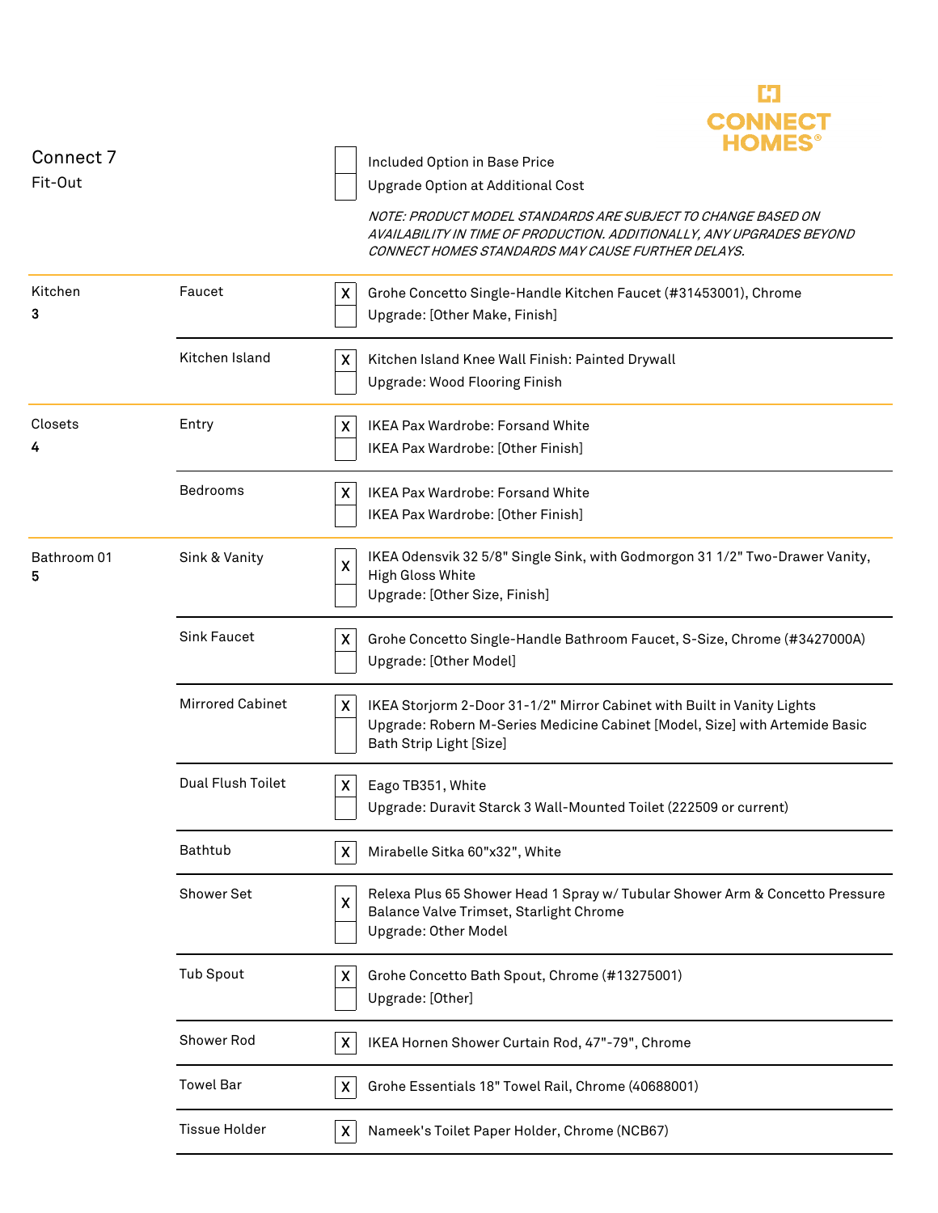CONNECT HOMES®

## Connect 7
Fit-Out

☐ Included Option in Base Price
☐ Upgrade Option at Additional Cost

*NOTE: PRODUCT MODEL STANDARDS ARE SUBJECT TO CHANGE BASED ON AVAILABILITY IN TIME OF PRODUCTION. ADDITIONALLY, ANY UPGRADES BEYOND CONNECT HOMES STANDARDS MAY CAUSE FURTHER DELAYS.*

| Area | Item | Selected | Option |
|---|---|---|---|
| Kitchen **3** | Faucet | X | Grohe Concetto Single-Handle Kitchen Faucet (#31453001), Chrome |
| | | | Upgrade: [Other Make, Finish] |
| | Kitchen Island | X | Kitchen Island Knee Wall Finish: Painted Drywall |
| | | | Upgrade: Wood Flooring Finish |
| Closets **4** | Entry | X | IKEA Pax Wardrobe: Forsand White |
| | | | IKEA Pax Wardrobe: [Other Finish] |
| | Bedrooms | X | IKEA Pax Wardrobe: Forsand White |
| | | | IKEA Pax Wardrobe: [Other Finish] |
| Bathroom 01 **5** | Sink & Vanity | X | IKEA Odensvik 32 5/8" Single Sink, with Godmorgon 31 1/2" Two-Drawer Vanity, High Gloss White |
| | | | Upgrade: [Other Size, Finish] |
| | Sink Faucet | X | Grohe Concetto Single-Handle Bathroom Faucet, S-Size, Chrome (#3427000A) |
| | | | Upgrade: [Other Model] |
| | Mirrored Cabinet | X | IKEA Storjorm 2-Door 31-1/2" Mirror Cabinet with Built in Vanity Lights |
| | | | Upgrade: Robern M-Series Medicine Cabinet [Model, Size] with Artemide Basic Bath Strip Light [Size] |
| | Dual Flush Toilet | X | Eago TB351, White |
| | | | Upgrade: Duravit Starck 3 Wall-Mounted Toilet (222509 or current) |
| | Bathtub | X | Mirabelle Sitka 60"x32", White |
| | Shower Set | X | Relexa Plus 65 Shower Head 1 Spray w/ Tubular Shower Arm & Concetto Pressure Balance Valve Trimset, Starlight Chrome |
| | | | Upgrade: Other Model |
| | Tub Spout | X | Grohe Concetto Bath Spout, Chrome (#13275001) |
| | | | Upgrade: [Other] |
| | Shower Rod | X | IKEA Hornen Shower Curtain Rod, 47"-79", Chrome |
| | Towel Bar | X | Grohe Essentials 18" Towel Rail, Chrome (40688001) |
| | Tissue Holder | X | Nameek's Toilet Paper Holder, Chrome (NCB67) |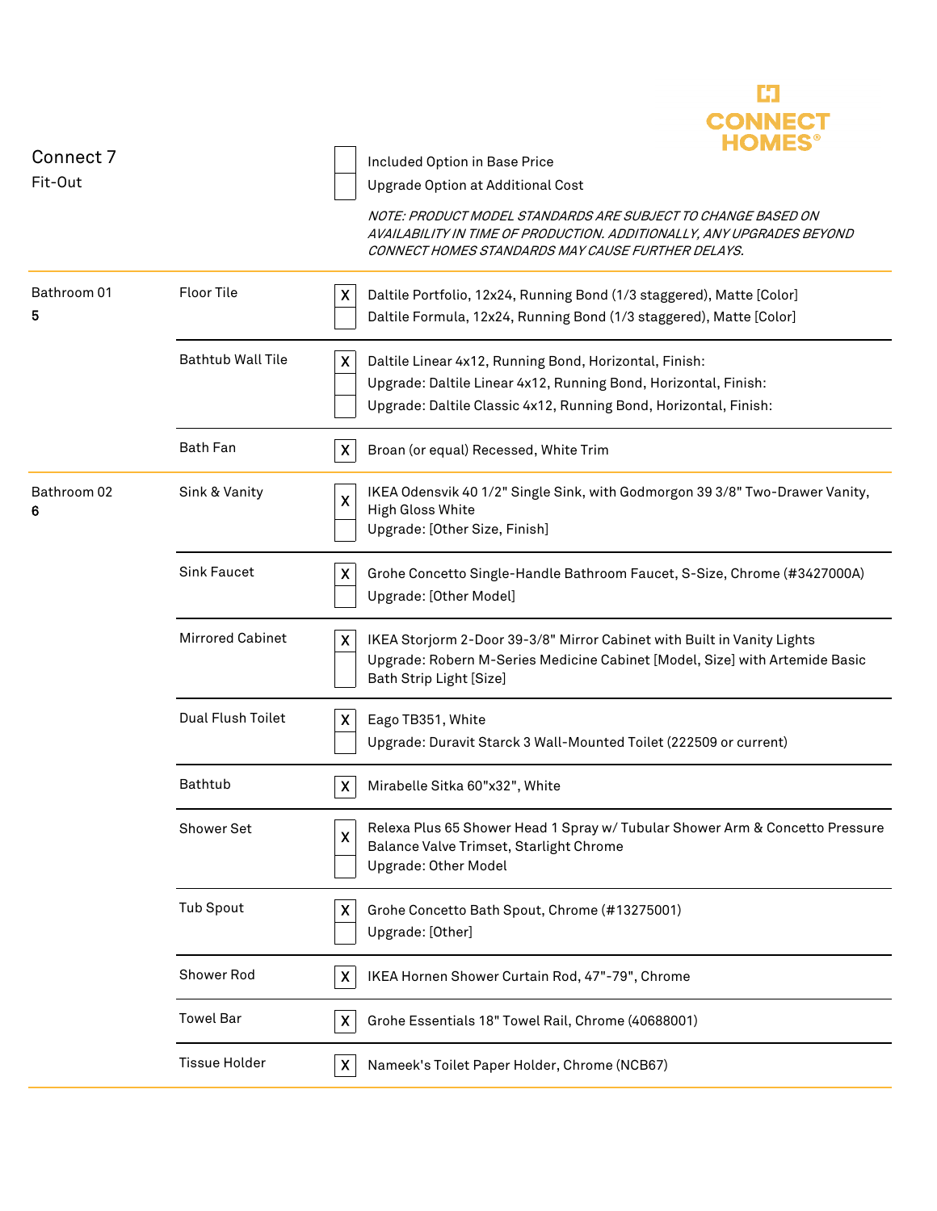CONNECT HOMES®

Connect 7
Fit-Out

| | |
|---|---|
| ☐ | Included Option in Base Price |
| ☐ | Upgrade Option at Additional Cost |

*NOTE: PRODUCT MODEL STANDARDS ARE SUBJECT TO CHANGE BASED ON AVAILABILITY IN TIME OF PRODUCTION. ADDITIONALLY, ANY UPGRADES BEYOND CONNECT HOMES STANDARDS MAY CAUSE FURTHER DELAYS.*

| Room | Item | Selected | Description |
|---|---|---|---|
| Bathroom 01<br>5 | Floor Tile | X | Daltile Portfolio, 12x24, Running Bond (1/3 staggered), Matte [Color] |
| | | | Daltile Formula, 12x24, Running Bond (1/3 staggered), Matte [Color] |
| | Bathtub Wall Tile | X | Daltile Linear 4x12, Running Bond, Horizontal, Finish: |
| | | | Upgrade: Daltile Linear 4x12, Running Bond, Horizontal, Finish: |
| | | | Upgrade: Daltile Classic 4x12, Running Bond, Horizontal, Finish: |
| | Bath Fan | X | Broan (or equal) Recessed, White Trim |
| Bathroom 02<br>6 | Sink & Vanity | X | IKEA Odensvik 40 1/2" Single Sink, with Godmorgon 39 3/8" Two-Drawer Vanity, High Gloss White |
| | | | Upgrade: [Other Size, Finish] |
| | Sink Faucet | X | Grohe Concetto Single-Handle Bathroom Faucet, S-Size, Chrome (#3427000A) |
| | | | Upgrade: [Other Model] |
| | Mirrored Cabinet | X | IKEA Storjorm 2-Door 39-3/8" Mirror Cabinet with Built in Vanity Lights |
| | | | Upgrade: Robern M-Series Medicine Cabinet [Model, Size] with Artemide Basic Bath Strip Light [Size] |
| | Dual Flush Toilet | X | Eago TB351, White |
| | | | Upgrade: Duravit Starck 3 Wall-Mounted Toilet (222509 or current) |
| | Bathtub | X | Mirabelle Sitka 60"x32", White |
| | Shower Set | X | Relexa Plus 65 Shower Head 1 Spray w/ Tubular Shower Arm & Concetto Pressure Balance Valve Trimset, Starlight Chrome |
| | | | Upgrade: Other Model |
| | Tub Spout | X | Grohe Concetto Bath Spout, Chrome (#13275001) |
| | | | Upgrade: [Other] |
| | Shower Rod | X | IKEA Hornen Shower Curtain Rod, 47"-79", Chrome |
| | Towel Bar | X | Grohe Essentials 18" Towel Rail, Chrome (40688001) |
| | Tissue Holder | X | Nameek's Toilet Paper Holder, Chrome (NCB67) |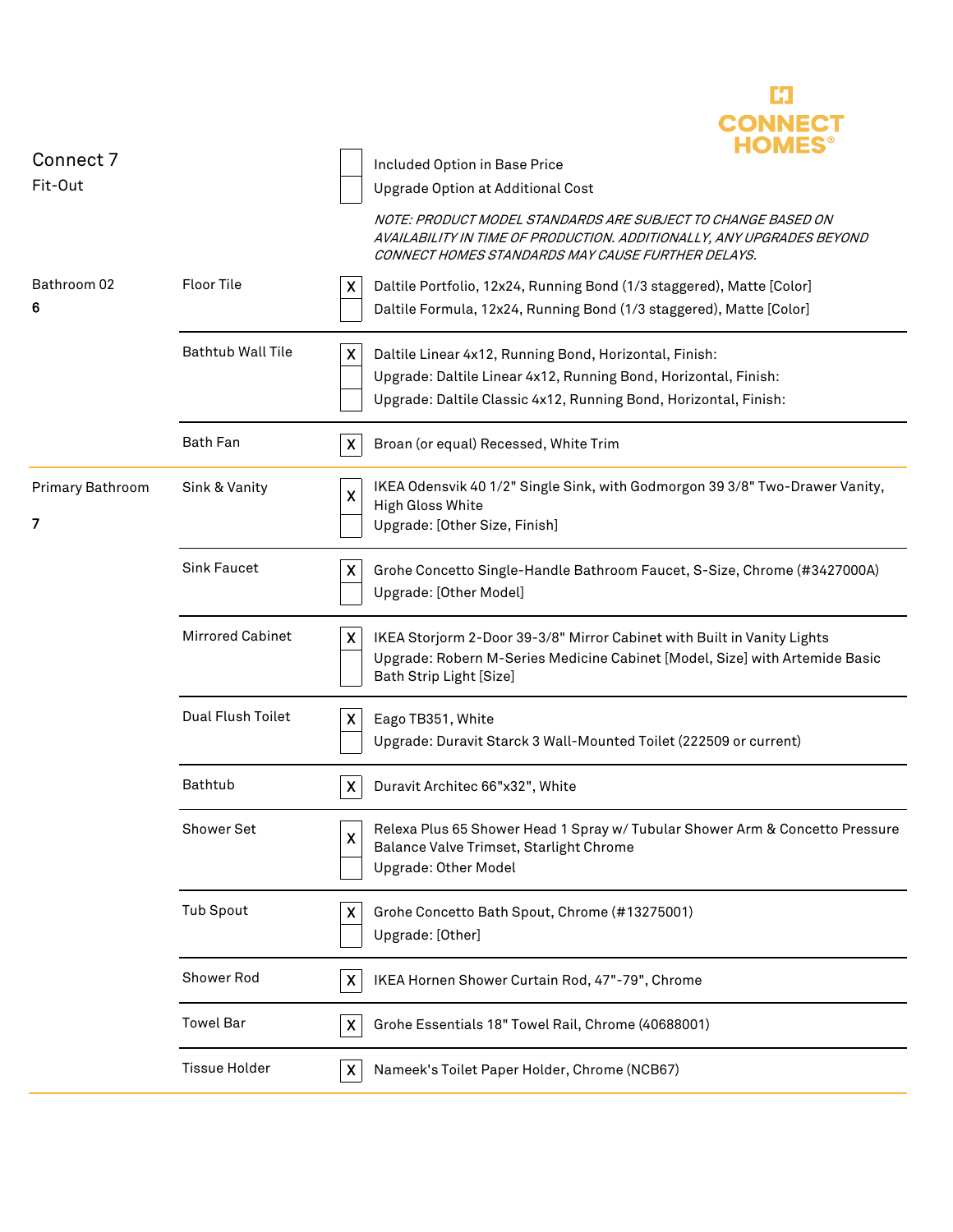CONNECT HOMES®

Connect 7
Fit-Out

| | |
|---|---|
| ☐ | Included Option in Base Price |
| ☐ | Upgrade Option at Additional Cost |

*NOTE: PRODUCT MODEL STANDARDS ARE SUBJECT TO CHANGE BASED ON AVAILABILITY IN TIME OF PRODUCTION. ADDITIONALLY, ANY UPGRADES BEYOND CONNECT HOMES STANDARDS MAY CAUSE FURTHER DELAYS.*

| Room | Item | Selected | Description |
|---|---|---|---|
| Bathroom 02 **6** | Floor Tile | X | Daltile Portfolio, 12x24, Running Bond (1/3 staggered), Matte [Color] |
| | | | Daltile Formula, 12x24, Running Bond (1/3 staggered), Matte [Color] |
| | Bathtub Wall Tile | X | Daltile Linear 4x12, Running Bond, Horizontal, Finish: |
| | | | Upgrade: Daltile Linear 4x12, Running Bond, Horizontal, Finish: |
| | | | Upgrade: Daltile Classic 4x12, Running Bond, Horizontal, Finish: |
| | Bath Fan | X | Broan (or equal) Recessed, White Trim |
| Primary Bathroom **7** | Sink & Vanity | X | IKEA Odensvik 40 1/2" Single Sink, with Godmorgon 39 3/8" Two-Drawer Vanity, High Gloss White |
| | | | Upgrade: [Other Size, Finish] |
| | Sink Faucet | X | Grohe Concetto Single-Handle Bathroom Faucet, S-Size, Chrome (#3427000A) |
| | | | Upgrade: [Other Model] |
| | Mirrored Cabinet | X | IKEA Storjorm 2-Door 39-3/8" Mirror Cabinet with Built in Vanity Lights |
| | | | Upgrade: Robern M-Series Medicine Cabinet [Model, Size] with Artemide Basic Bath Strip Light [Size] |
| | Dual Flush Toilet | X | Eago TB351, White |
| | | | Upgrade: Duravit Starck 3 Wall-Mounted Toilet (222509 or current) |
| | Bathtub | X | Duravit Architec 66"x32", White |
| | Shower Set | X | Relexa Plus 65 Shower Head 1 Spray w/ Tubular Shower Arm & Concetto Pressure Balance Valve Trimset, Starlight Chrome |
| | | | Upgrade: Other Model |
| | Tub Spout | X | Grohe Concetto Bath Spout, Chrome (#13275001) |
| | | | Upgrade: [Other] |
| | Shower Rod | X | IKEA Hornen Shower Curtain Rod, 47"-79", Chrome |
| | Towel Bar | X | Grohe Essentials 18" Towel Rail, Chrome (40688001) |
| | Tissue Holder | X | Nameek's Toilet Paper Holder, Chrome (NCB67) |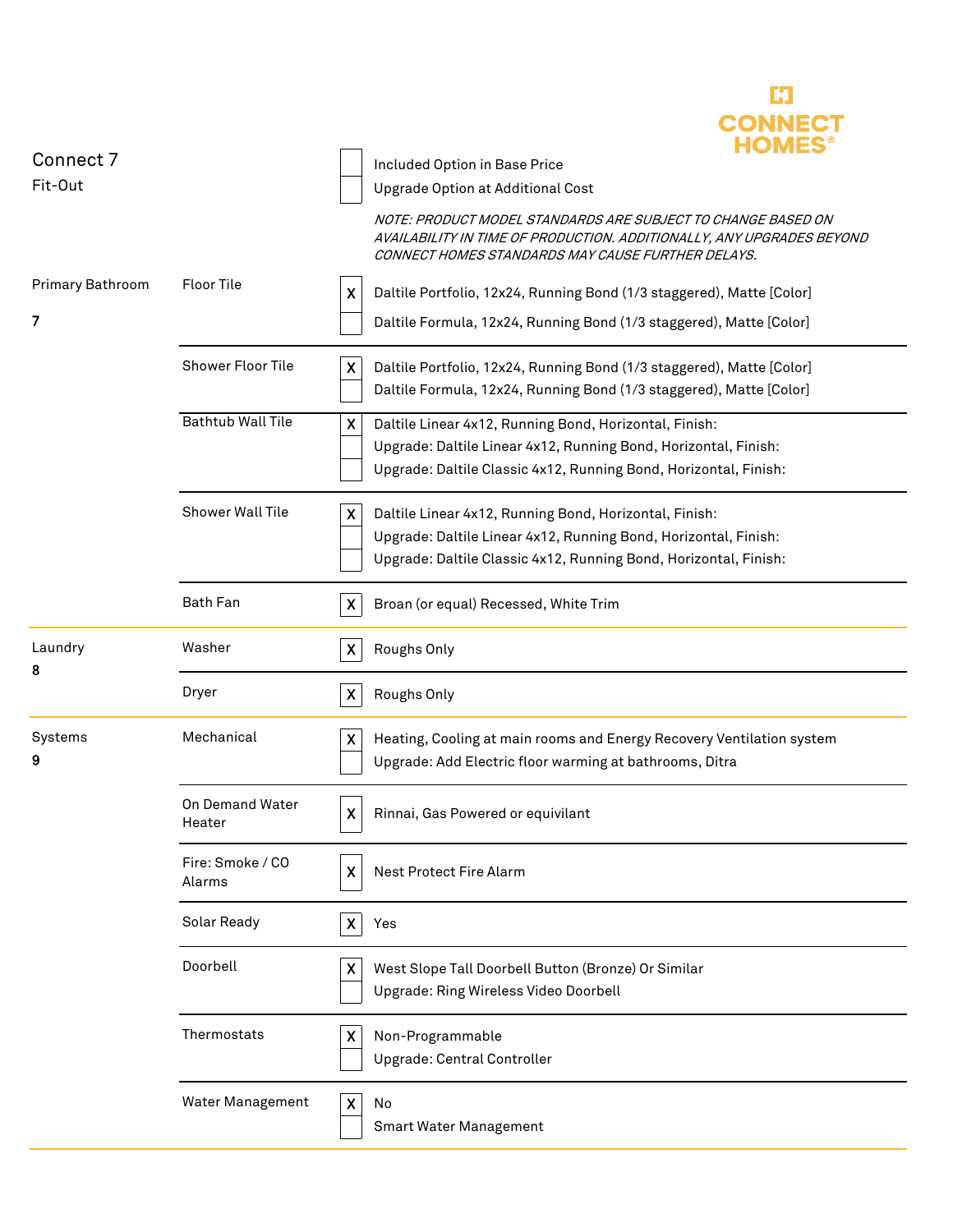CONNECT HOMES®

Connect 7

Fit-Out

| | |
|---|---|
| [ ] | Included Option in Base Price |
| [ ] | Upgrade Option at Additional Cost |

*NOTE: PRODUCT MODEL STANDARDS ARE SUBJECT TO CHANGE BASED ON AVAILABILITY IN TIME OF PRODUCTION. ADDITIONALLY, ANY UPGRADES BEYOND CONNECT HOMES STANDARDS MAY CAUSE FURTHER DELAYS.*

| Section | Item | | Option |
|---|---|---|---|
| Primary Bathroom **7** | Floor Tile | X | Daltile Portfolio, 12x24, Running Bond (1/3 staggered), Matte [Color] |
| | | | Daltile Formula, 12x24, Running Bond (1/3 staggered), Matte [Color] |
| | Shower Floor Tile | X | Daltile Portfolio, 12x24, Running Bond (1/3 staggered), Matte [Color] |
| | | | Daltile Formula, 12x24, Running Bond (1/3 staggered), Matte [Color] |
| | Bathtub Wall Tile | X | Daltile Linear 4x12, Running Bond, Horizontal, Finish: |
| | | | Upgrade: Daltile Linear 4x12, Running Bond, Horizontal, Finish: |
| | | | Upgrade: Daltile Classic 4x12, Running Bond, Horizontal, Finish: |
| | Shower Wall Tile | X | Daltile Linear 4x12, Running Bond, Horizontal, Finish: |
| | | | Upgrade: Daltile Linear 4x12, Running Bond, Horizontal, Finish: |
| | | | Upgrade: Daltile Classic 4x12, Running Bond, Horizontal, Finish: |
| | Bath Fan | X | Broan (or equal) Recessed, White Trim |
| Laundry **8** | Washer | X | Roughs Only |
| | Dryer | X | Roughs Only |
| Systems **9** | Mechanical | X | Heating, Cooling at main rooms and Energy Recovery Ventilation system |
| | | | Upgrade: Add Electric floor warming at bathrooms, Ditra |
| | On Demand Water Heater | X | Rinnai, Gas Powered or equivilant |
| | Fire: Smoke / CO Alarms | X | Nest Protect Fire Alarm |
| | Solar Ready | X | Yes |
| | Doorbell | X | West Slope Tall Doorbell Button (Bronze) Or Similar |
| | | | Upgrade: Ring Wireless Video Doorbell |
| | Thermostats | X | Non-Programmable |
| | | | Upgrade: Central Controller |
| | Water Management | X | No |
| | | | Smart Water Management |